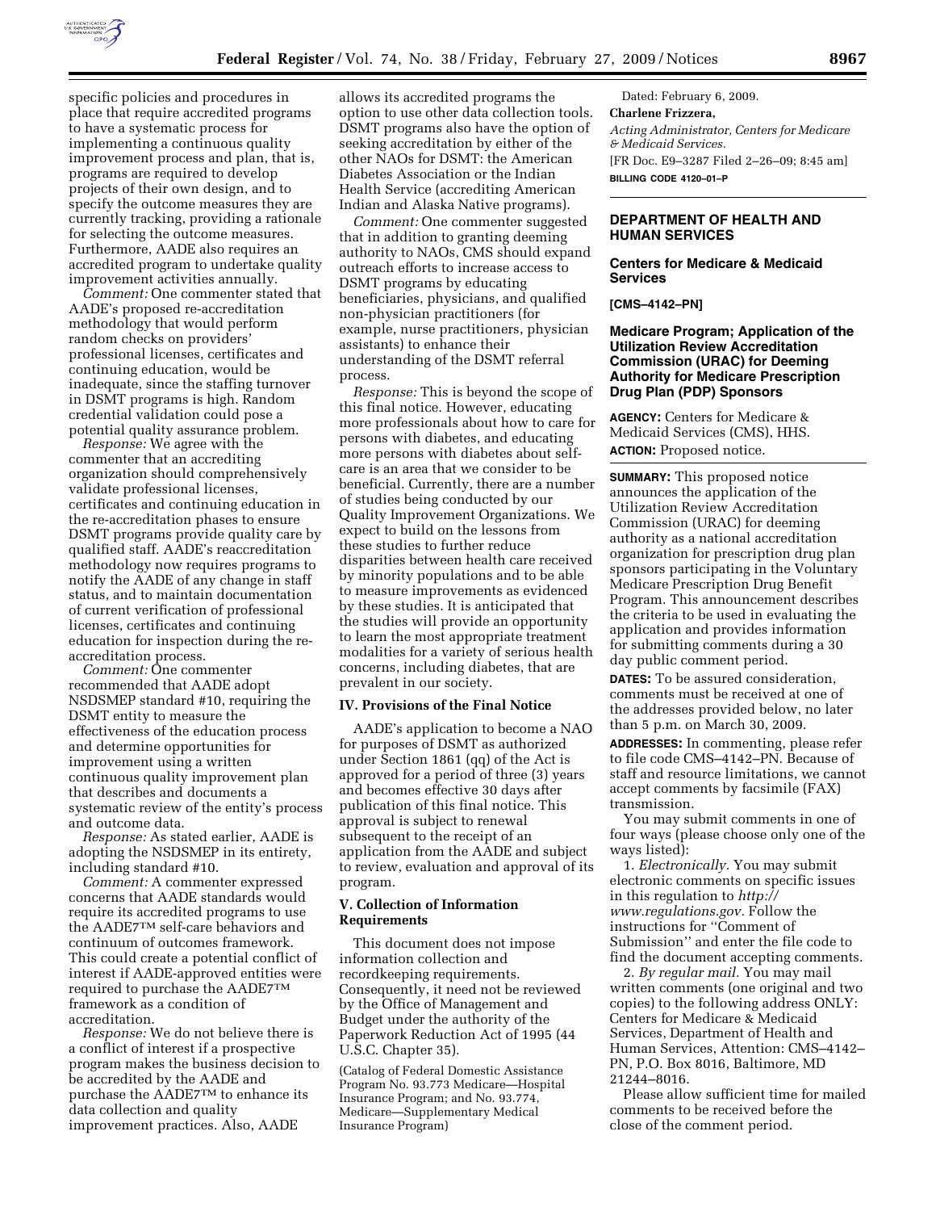specific policies and procedures in place that require accredited programs to have a systematic process for implementing a continuous quality improvement process and plan, that is, programs are required to develop projects of their own design, and to specify the outcome measures they are currently tracking, providing a rationale for selecting the outcome measures. Furthermore, AADE also requires an accredited program to undertake quality improvement activities annually.

*Comment:* One commenter stated that AADE's proposed re-accreditation methodology that would perform random checks on providers' professional licenses, certificates and continuing education, would be inadequate, since the staffing turnover in DSMT programs is high. Random credential validation could pose a potential quality assurance problem.

*Response:* We agree with the commenter that an accrediting organization should comprehensively validate professional licenses, certificates and continuing education in the re-accreditation phases to ensure DSMT programs provide quality care by qualified staff. AADE's reaccreditation methodology now requires programs to notify the AADE of any change in staff status, and to maintain documentation of current verification of professional licenses, certificates and continuing education for inspection during the re-accreditation process.

*Comment:* One commenter recommended that AADE adopt NSDSMEP standard #10, requiring the DSMT entity to measure the effectiveness of the education process and determine opportunities for improvement using a written continuous quality improvement plan that describes and documents a systematic review of the entity's process and outcome data.

*Response:* As stated earlier, AADE is adopting the NSDSMEP in its entirety, including standard #10.

*Comment:* A commenter expressed concerns that AADE standards would require its accredited programs to use the AADE7™ self-care behaviors and continuum of outcomes framework. This could create a potential conflict of interest if AADE-approved entities were required to purchase the AADE7™ framework as a condition of accreditation.

*Response:* We do not believe there is a conflict of interest if a prospective program makes the business decision to be accredited by the AADE and purchase the AADE7™ to enhance its data collection and quality improvement practices. Also, AADE allows its accredited programs the option to use other data collection tools. DSMT programs also have the option of seeking accreditation by either of the other NAOs for DSMT: the American Diabetes Association or the Indian Health Service (accrediting American Indian and Alaska Native programs).

*Comment:* One commenter suggested that in addition to granting deeming authority to NAOs, CMS should expand outreach efforts to increase access to DSMT programs by educating beneficiaries, physicians, and qualified non-physician practitioners (for example, nurse practitioners, physician assistants) to enhance their understanding of the DSMT referral process.

*Response:* This is beyond the scope of this final notice. However, educating more professionals about how to care for persons with diabetes, and educating more persons with diabetes about self-care is an area that we consider to be beneficial. Currently, there are a number of studies being conducted by our Quality Improvement Organizations. We expect to build on the lessons from these studies to further reduce disparities between health care received by minority populations and to be able to measure improvements as evidenced by these studies. It is anticipated that the studies will provide an opportunity to learn the most appropriate treatment modalities for a variety of serious health concerns, including diabetes, that are prevalent in our society.

## IV. Provisions of the Final Notice

AADE's application to become a NAO for purposes of DSMT as authorized under Section 1861 (qq) of the Act is approved for a period of three (3) years and becomes effective 30 days after publication of this final notice. This approval is subject to renewal subsequent to the receipt of an application from the AADE and subject to review, evaluation and approval of its program.

## V. Collection of Information Requirements

This document does not impose information collection and recordkeeping requirements. Consequently, it need not be reviewed by the Office of Management and Budget under the authority of the Paperwork Reduction Act of 1995 (44 U.S.C. Chapter 35).

(Catalog of Federal Domestic Assistance Program No. 93.773 Medicare—Hospital Insurance Program; and No. 93.774, Medicare—Supplementary Medical Insurance Program)

Dated: February 6, 2009.

**Charlene Frizzera,**

*Acting Administrator, Centers for Medicare & Medicaid Services.*

[FR Doc. E9–3287 Filed 2–26–09; 8:45 am]

**BILLING CODE 4120–01–P**

---

## DEPARTMENT OF HEALTH AND HUMAN SERVICES

### Centers for Medicare & Medicaid Services

**[CMS–4142–PN]**

### Medicare Program; Application of the Utilization Review Accreditation Commission (URAC) for Deeming Authority for Medicare Prescription Drug Plan (PDP) Sponsors

**AGENCY:** Centers for Medicare & Medicaid Services (CMS), HHS.

**ACTION:** Proposed notice.

**SUMMARY:** This proposed notice announces the application of the Utilization Review Accreditation Commission (URAC) for deeming authority as a national accreditation organization for prescription drug plan sponsors participating in the Voluntary Medicare Prescription Drug Benefit Program. This announcement describes the criteria to be used in evaluating the application and provides information for submitting comments during a 30 day public comment period.

**DATES:** To be assured consideration, comments must be received at one of the addresses provided below, no later than 5 p.m. on March 30, 2009.

**ADDRESSES:** In commenting, please refer to file code CMS–4142–PN. Because of staff and resource limitations, we cannot accept comments by facsimile (FAX) transmission.

You may submit comments in one of four ways (please choose only one of the ways listed):

1. *Electronically.* You may submit electronic comments on specific issues in this regulation to *http://www.regulations.gov.* Follow the instructions for "Comment of Submission" and enter the file code to find the document accepting comments.

2. *By regular mail.* You may mail written comments (one original and two copies) to the following address ONLY: Centers for Medicare & Medicaid Services, Department of Health and Human Services, Attention: CMS–4142–PN, P.O. Box 8016, Baltimore, MD 21244–8016.

Please allow sufficient time for mailed comments to be received before the close of the comment period.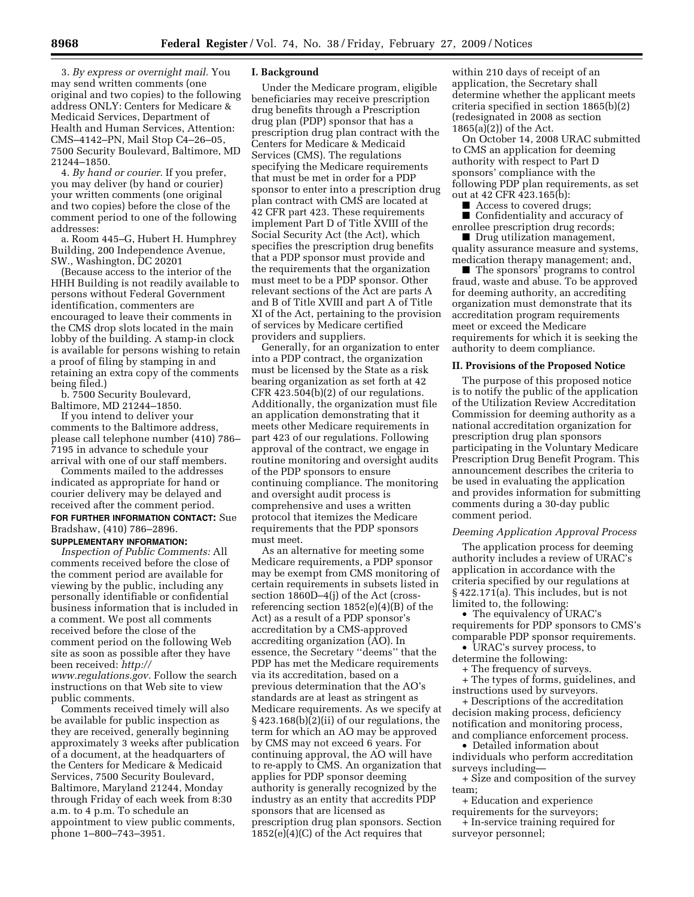3. *By express or overnight mail.* You may send written comments (one original and two copies) to the following address ONLY: Centers for Medicare & Medicaid Services, Department of Health and Human Services, Attention: CMS–4142–PN, Mail Stop C4–26–05, 7500 Security Boulevard, Baltimore, MD 21244–1850.

4. *By hand or courier.* If you prefer, you may deliver (by hand or courier) your written comments (one original and two copies) before the close of the comment period to one of the following addresses:

a. Room 445–G, Hubert H. Humphrey Building, 200 Independence Avenue, SW., Washington, DC 20201

(Because access to the interior of the HHH Building is not readily available to persons without Federal Government identification, commenters are encouraged to leave their comments in the CMS drop slots located in the main lobby of the building. A stamp-in clock is available for persons wishing to retain a proof of filing by stamping in and retaining an extra copy of the comments being filed.)

b. 7500 Security Boulevard, Baltimore, MD 21244–1850.

If you intend to deliver your comments to the Baltimore address, please call telephone number (410) 786–7195 in advance to schedule your arrival with one of our staff members.

Comments mailed to the addresses indicated as appropriate for hand or courier delivery may be delayed and received after the comment period.

**FOR FURTHER INFORMATION CONTACT:** Sue Bradshaw, (410) 786–2896.

**SUPPLEMENTARY INFORMATION:**

*Inspection of Public Comments:* All comments received before the close of the comment period are available for viewing by the public, including any personally identifiable or confidential business information that is included in a comment. We post all comments received before the close of the comment period on the following Web site as soon as possible after they have been received: *http://www.regulations.gov*. Follow the search instructions on that Web site to view public comments.

Comments received timely will also be available for public inspection as they are received, generally beginning approximately 3 weeks after publication of a document, at the headquarters of the Centers for Medicare & Medicaid Services, 7500 Security Boulevard, Baltimore, Maryland 21244, Monday through Friday of each week from 8:30 a.m. to 4 p.m. To schedule an appointment to view public comments, phone 1–800–743–3951.

## I. Background

Under the Medicare program, eligible beneficiaries may receive prescription drug benefits through a Prescription drug plan (PDP) sponsor that has a prescription drug plan contract with the Centers for Medicare & Medicaid Services (CMS). The regulations specifying the Medicare requirements that must be met in order for a PDP sponsor to enter into a prescription drug plan contract with CMS are located at 42 CFR part 423. These requirements implement Part D of Title XVIII of the Social Security Act (the Act), which specifies the prescription drug benefits that a PDP sponsor must provide and the requirements that the organization must meet to be a PDP sponsor. Other relevant sections of the Act are parts A and B of Title XVIII and part A of Title XI of the Act, pertaining to the provision of services by Medicare certified providers and suppliers.

Generally, for an organization to enter into a PDP contract, the organization must be licensed by the State as a risk bearing organization as set forth at 42 CFR 423.504(b)(2) of our regulations. Additionally, the organization must file an application demonstrating that it meets other Medicare requirements in part 423 of our regulations. Following approval of the contract, we engage in routine monitoring and oversight audits of the PDP sponsors to ensure continuing compliance. The monitoring and oversight audit process is comprehensive and uses a written protocol that itemizes the Medicare requirements that the PDP sponsors must meet.

As an alternative for meeting some Medicare requirements, a PDP sponsor may be exempt from CMS monitoring of certain requirements in subsets listed in section 1860D–4(j) of the Act (cross-referencing section 1852(e)(4)(B) of the Act) as a result of a PDP sponsor's accreditation by a CMS-approved accrediting organization (AO). In essence, the Secretary "deems" that the PDP has met the Medicare requirements via its accreditation, based on a previous determination that the AO's standards are at least as stringent as Medicare requirements. As we specify at § 423.168(b)(2)(ii) of our regulations, the term for which an AO may be approved by CMS may not exceed 6 years. For continuing approval, the AO will have to re-apply to CMS. An organization that applies for PDP sponsor deeming authority is generally recognized by the industry as an entity that accredits PDP sponsors that are licensed as prescription drug plan sponsors. Section 1852(e)(4)(C) of the Act requires that within 210 days of receipt of an application, the Secretary shall determine whether the applicant meets criteria specified in section 1865(b)(2) (redesignated in 2008 as section 1865(a)(2)) of the Act.

On October 14, 2008 URAC submitted to CMS an application for deeming authority with respect to Part D sponsors' compliance with the following PDP plan requirements, as set out at 42 CFR 423.165(b):

- Access to covered drugs;
- Confidentiality and accuracy of enrollee prescription drug records;
- Drug utilization management, quality assurance measure and systems, medication therapy management; and,
- The sponsors' programs to control fraud, waste and abuse. To be approved for deeming authority, an accrediting organization must demonstrate that its accreditation program requirements meet or exceed the Medicare requirements for which it is seeking the authority to deem compliance.

## II. Provisions of the Proposed Notice

The purpose of this proposed notice is to notify the public of the application of the Utilization Review Accreditation Commission for deeming authority as a national accreditation organization for prescription drug plan sponsors participating in the Voluntary Medicare Prescription Drug Benefit Program. This announcement describes the criteria to be used in evaluating the application and provides information for submitting comments during a 30-day public comment period.

### *Deeming Application Approval Process*

The application process for deeming authority includes a review of URAC's application in accordance with the criteria specified by our regulations at § 422.171(a). This includes, but is not limited to, the following:

- The equivalency of URAC's requirements for PDP sponsors to CMS's comparable PDP sponsor requirements.
- URAC's survey process, to determine the following:
  - The frequency of surveys.
  - The types of forms, guidelines, and instructions used by surveyors.
  - Descriptions of the accreditation decision making process, deficiency notification and monitoring process, and compliance enforcement process.
- Detailed information about individuals who perform accreditation surveys including—
  - Size and composition of the survey team;
  - Education and experience requirements for the surveyors;
  - In-service training required for surveyor personnel;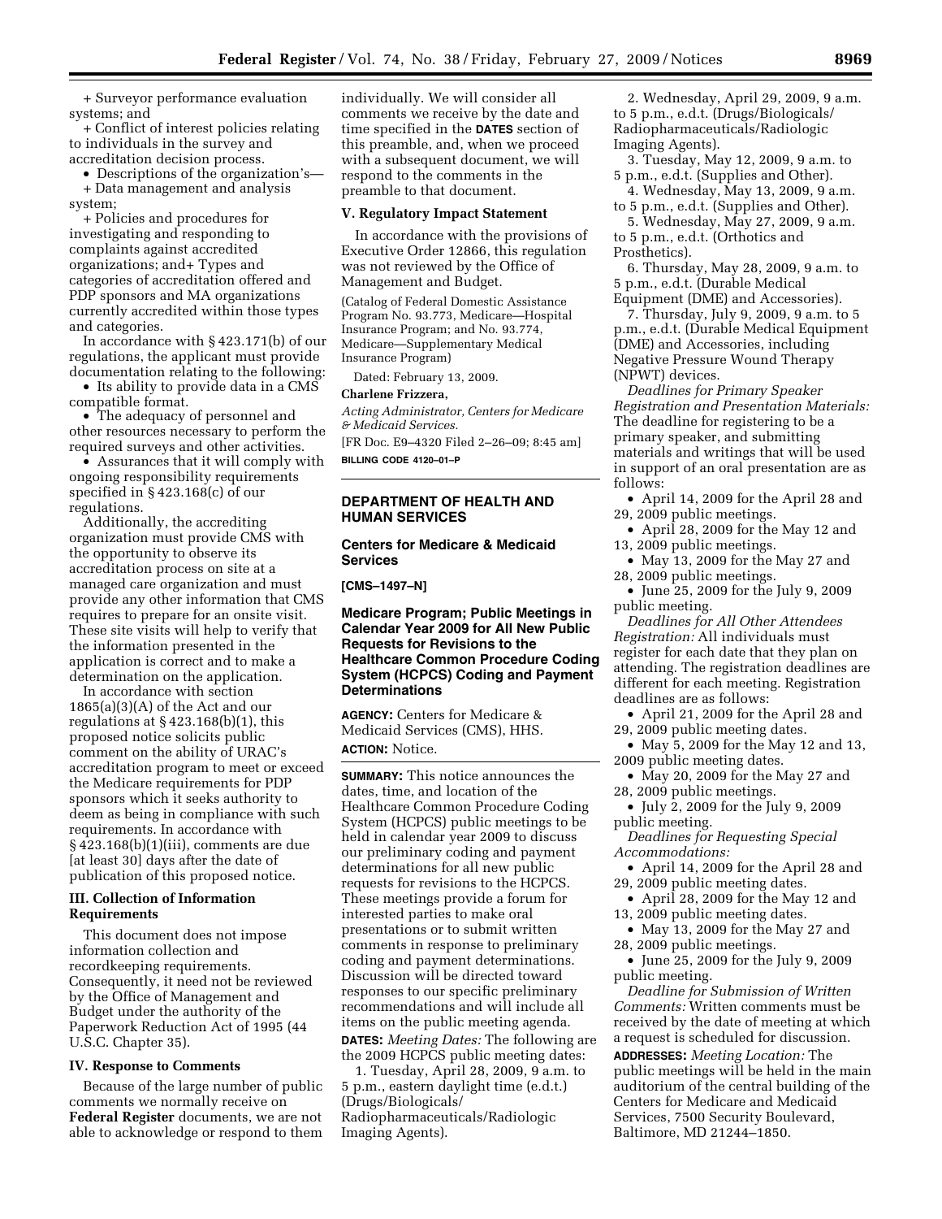+ Surveyor performance evaluation systems; and

+ Conflict of interest policies relating to individuals in the survey and accreditation decision process.

• Descriptions of the organization's—

+ Data management and analysis system;

+ Policies and procedures for investigating and responding to complaints against accredited organizations; and+ Types and categories of accreditation offered and PDP sponsors and MA organizations currently accredited within those types and categories.

In accordance with § 423.171(b) of our regulations, the applicant must provide documentation relating to the following:

• Its ability to provide data in a CMS compatible format.

• The adequacy of personnel and other resources necessary to perform the required surveys and other activities.

• Assurances that it will comply with ongoing responsibility requirements specified in § 423.168(c) of our regulations.

Additionally, the accrediting organization must provide CMS with the opportunity to observe its accreditation process on site at a managed care organization and must provide any other information that CMS requires to prepare for an onsite visit. These site visits will help to verify that the information presented in the application is correct and to make a determination on the application.

In accordance with section 1865(a)(3)(A) of the Act and our regulations at § 423.168(b)(1), this proposed notice solicits public comment on the ability of URAC's accreditation program to meet or exceed the Medicare requirements for PDP sponsors which it seeks authority to deem as being in compliance with such requirements. In accordance with § 423.168(b)(1)(iii), comments are due [at least 30] days after the date of publication of this proposed notice.

### III. Collection of Information Requirements

This document does not impose information collection and recordkeeping requirements. Consequently, it need not be reviewed by the Office of Management and Budget under the authority of the Paperwork Reduction Act of 1995 (44 U.S.C. Chapter 35).

### IV. Response to Comments

Because of the large number of public comments we normally receive on **Federal Register** documents, we are not able to acknowledge or respond to them individually. We will consider all comments we receive by the date and time specified in the **DATES** section of this preamble, and, when we proceed with a subsequent document, we will respond to the comments in the preamble to that document.

### V. Regulatory Impact Statement

In accordance with the provisions of Executive Order 12866, this regulation was not reviewed by the Office of Management and Budget.

(Catalog of Federal Domestic Assistance Program No. 93.773, Medicare—Hospital Insurance Program; and No. 93.774, Medicare—Supplementary Medical Insurance Program)

Dated: February 13, 2009.

**Charlene Frizzera,**

*Acting Administrator, Centers for Medicare & Medicaid Services.*

[FR Doc. E9–4320 Filed 2–26–09; 8:45 am]

**BILLING CODE 4120–01–P**

---

## DEPARTMENT OF HEALTH AND HUMAN SERVICES

### Centers for Medicare & Medicaid Services

**[CMS–1497–N]**

### Medicare Program; Public Meetings in Calendar Year 2009 for All New Public Requests for Revisions to the Healthcare Common Procedure Coding System (HCPCS) Coding and Payment Determinations

**AGENCY:** Centers for Medicare & Medicaid Services (CMS), HHS.

**ACTION:** Notice.

**SUMMARY:** This notice announces the dates, time, and location of the Healthcare Common Procedure Coding System (HCPCS) public meetings to be held in calendar year 2009 to discuss our preliminary coding and payment determinations for all new public requests for revisions to the HCPCS. These meetings provide a forum for interested parties to make oral presentations or to submit written comments in response to preliminary coding and payment determinations. Discussion will be directed toward responses to our specific preliminary recommendations and will include all items on the public meeting agenda.

**DATES:** *Meeting Dates:* The following are the 2009 HCPCS public meeting dates:

1. Tuesday, April 28, 2009, 9 a.m. to 5 p.m., eastern daylight time (e.d.t.) (Drugs/Biologicals/Radiopharmaceuticals/Radiologic Imaging Agents).

2. Wednesday, April 29, 2009, 9 a.m. to 5 p.m., e.d.t. (Drugs/Biologicals/Radiopharmaceuticals/Radiologic Imaging Agents).

3. Tuesday, May 12, 2009, 9 a.m. to 5 p.m., e.d.t. (Supplies and Other).

4. Wednesday, May 13, 2009, 9 a.m. to 5 p.m., e.d.t. (Supplies and Other).

5. Wednesday, May 27, 2009, 9 a.m. to 5 p.m., e.d.t. (Orthotics and Prosthetics).

6. Thursday, May 28, 2009, 9 a.m. to 5 p.m., e.d.t. (Durable Medical Equipment (DME) and Accessories).

7. Thursday, July 9, 2009, 9 a.m. to 5 p.m., e.d.t. (Durable Medical Equipment (DME) and Accessories, including Negative Pressure Wound Therapy (NPWT) devices.

*Deadlines for Primary Speaker Registration and Presentation Materials:* The deadline for registering to be a primary speaker, and submitting materials and writings that will be used in support of an oral presentation are as follows:

• April 14, 2009 for the April 28 and 29, 2009 public meetings.

• April 28, 2009 for the May 12 and 13, 2009 public meetings.

• May 13, 2009 for the May 27 and 28, 2009 public meetings.

• June 25, 2009 for the July 9, 2009 public meeting.

*Deadlines for All Other Attendees Registration:* All individuals must register for each date that they plan on attending. The registration deadlines are different for each meeting. Registration deadlines are as follows:

• April 21, 2009 for the April 28 and 29, 2009 public meeting dates.

• May 5, 2009 for the May 12 and 13, 2009 public meeting dates.

• May 20, 2009 for the May 27 and 28, 2009 public meetings.

• July 2, 2009 for the July 9, 2009 public meeting.

*Deadlines for Requesting Special Accommodations:*

• April 14, 2009 for the April 28 and 29, 2009 public meeting dates.

• April 28, 2009 for the May 12 and 13, 2009 public meeting dates.

• May 13, 2009 for the May 27 and 28, 2009 public meetings.

• June 25, 2009 for the July 9, 2009 public meeting.

*Deadline for Submission of Written Comments:* Written comments must be received by the date of meeting at which a request is scheduled for discussion.

**ADDRESSES:** *Meeting Location:* The public meetings will be held in the main auditorium of the central building of the Centers for Medicare and Medicaid Services, 7500 Security Boulevard, Baltimore, MD 21244–1850.